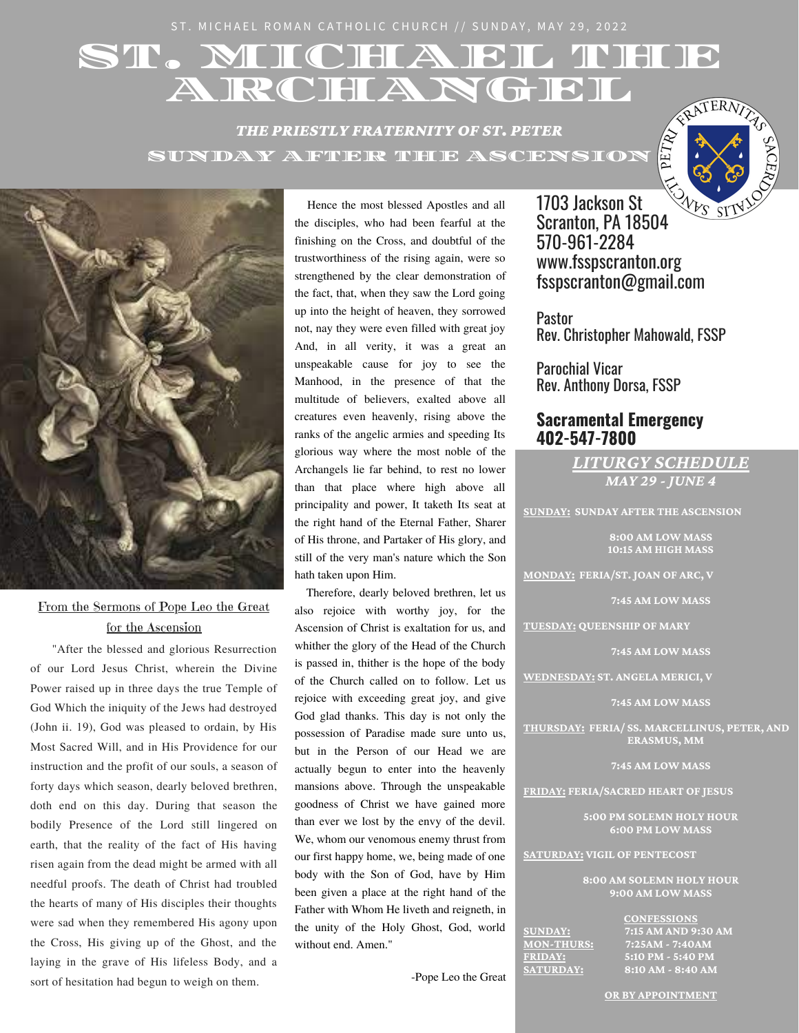ST. MICHAEL ROMAN CATHOLIC CHURCH // SUNDAY, MAY 29, 2022

# ST. MICHAEL THE ARCHANGEL

***THE PRIESTLY FRATERNITY OF ST. PETER***

## SUNDAY AFTER THE ASCENSION

1703 Jackson St
Scranton, PA 18504
570-961-2284
www.fsspscranton.org
fsspscranton@gmail.com

Pastor
Rev. Christopher Mahowald, FSSP

Parochial Vicar
Rev. Anthony Dorsa, FSSP

**Sacramental Emergency**
**402-547-7800**

From the Sermons of Pope Leo the Great for the Ascension

"After the blessed and glorious Resurrection of our Lord Jesus Christ, wherein the Divine Power raised up in three days the true Temple of God Which the iniquity of the Jews had destroyed (John ii. 19), God was pleased to ordain, by His Most Sacred Will, and in His Providence for our instruction and the profit of our souls, a season of forty days which season, dearly beloved brethren, doth end on this day. During that season the bodily Presence of the Lord still lingered on earth, that the reality of the fact of His having risen again from the dead might be armed with all needful proofs. The death of Christ had troubled the hearts of many of His disciples their thoughts were sad when they remembered His agony upon the Cross, His giving up of the Ghost, and the laying in the grave of His lifeless Body, and a sort of hesitation had begun to weigh on them.

Hence the most blessed Apostles and all the disciples, who had been fearful at the finishing on the Cross, and doubtful of the trustworthiness of the rising again, were so strengthened by the clear demonstration of the fact, that, when they saw the Lord going up into the height of heaven, they sorrowed not, nay they were even filled with great joy And, in all verity, it was a great an unspeakable cause for joy to see the Manhood, in the presence of that the multitude of believers, exalted above all creatures even heavenly, rising above the ranks of the angelic armies and speeding Its glorious way where the most noble of the Archangels lie far behind, to rest no lower than that place where high above all principality and power, It taketh Its seat at the right hand of the Eternal Father, Sharer of His throne, and Partaker of His glory, and still of the very man's nature which the Son hath taken upon Him.

Therefore, dearly beloved brethren, let us also rejoice with worthy joy, for the Ascension of Christ is exaltation for us, and whither the glory of the Head of the Church is passed in, thither is the hope of the body of the Church called on to follow. Let us rejoice with exceeding great joy, and give God glad thanks. This day is not only the possession of Paradise made sure unto us, but in the Person of our Head we are actually begun to enter into the heavenly mansions above. Through the unspeakable goodness of Christ we have gained more than ever we lost by the envy of the devil. We, whom our venomous enemy thrust from our first happy home, we, being made of one body with the Son of God, have by Him been given a place at the right hand of the Father with Whom He liveth and reigneth, in the unity of the Holy Ghost, God, world without end. Amen."

-Pope Leo the Great

## *LITURGY SCHEDULE*
### *MAY 29 - JUNE 4*

**SUNDAY: SUNDAY AFTER THE ASCENSION**

8:00 AM LOW MASS
10:15 AM HIGH MASS

**MONDAY: FERIA/ST. JOAN OF ARC, V**

7:45 AM LOW MASS

**TUESDAY: QUEENSHIP OF MARY**

7:45 AM LOW MASS

**WEDNESDAY: ST. ANGELA MERICI, V**

7:45 AM LOW MASS

**THURSDAY: FERIA/ SS. MARCELLINUS, PETER, AND ERASMUS, MM**

7:45 AM LOW MASS

**FRIDAY: FERIA/SACRED HEART OF JESUS**

5:00 PM SOLEMN HOLY HOUR
6:00 PM LOW MASS

**SATURDAY: VIGIL OF PENTECOST**

8:00 AM SOLEMN HOLY HOUR
9:00 AM LOW MASS

**CONFESSIONS**

| | |
|---|---|
| SUNDAY: | 7:15 AM AND 9:30 AM |
| MON-THURS: | 7:25AM - 7:40AM |
| FRIDAY: | 5:10 PM - 5:40 PM |
| SATURDAY: | 8:10 AM - 8:40 AM |

OR BY APPOINTMENT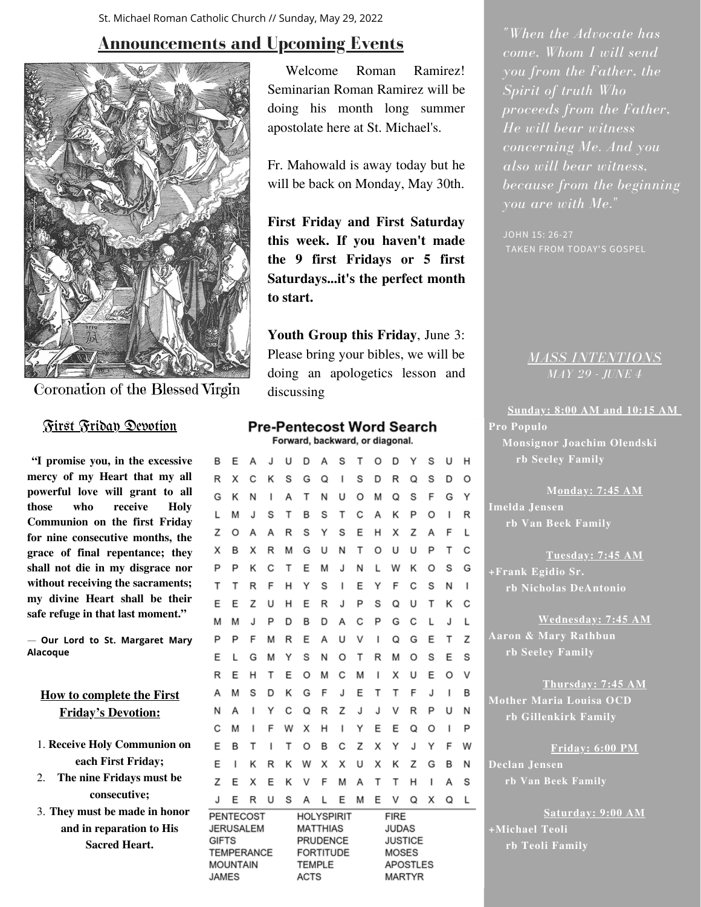St. Michael Roman Catholic Church // Sunday, May 29, 2022

# Announcements and Upcoming Events

Coronation of the Blessed Virgin

Welcome Roman Ramirez! Seminarian Roman Ramirez will be doing his month long summer apostolate here at St. Michael's.

Fr. Mahowald is away today but he will be back on Monday, May 30th.

**First Friday and First Saturday this week. If you haven't made the 9 first Fridays or 5 first Saturdays...it's the perfect month to start.**

**Youth Group this Friday**, June 3: Please bring your bibles, we will be doing an apologetics lesson and discussing

## First Friday Devotion

**"I promise you, in the excessive mercy of my Heart that my all powerful love will grant to all those who receive Holy Communion on the first Friday for nine consecutive months, the grace of final repentance; they shall not die in my disgrace nor without receiving the sacraments; my divine Heart shall be their safe refuge in that last moment."**

— **Our Lord to St. Margaret Mary Alacoque**

### How to complete the First Friday's Devotion:

1. **Receive Holy Communion on each First Friday;**
2. **The nine Fridays must be consecutive;**
3. **They must be made in honor and in reparation to His Sacred Heart.**

## Pre-Pentecost Word Search

Forward, backward, or diagonal.

```
B E A J U D A S T O D Y S U H
R X C K S G Q I S D R Q S D O
G K N I A T N U O M Q S F G Y
L M J S T B S T C A K P O I R
Z O A A R S Y S E H X Z A F L
X B X R M G U N T O U U P T C
P P K C T E M J N L W K O S G
T T R F H Y S I E Y F C S N I
E E Z U H E R J P S Q U T K C
M M J P D B D A C P G C L J L
P P F M R E A U V I Q G E T Z
E L G M Y S N O T R M O S E S
R E H T E O M C M I X U E O V
A M S D K G F J E T T F J I B
N A I Y C Q R Z J J V R P U N
C M I F W X H I Y E E Q O I P
E B T I T O B C Z X Y J Y F W
E I K R K W X X U X K Z G B N
Z E X E K V F M A T T H I A S
J E R U S A L E M E V Q X Q L
```

| | | |
|---|---|---|
| PENTECOST | HOLYSPIRIT | FIRE |
| JERUSALEM | MATTHIAS | JUDAS |
| GIFTS | PRUDENCE | JUSTICE |
| TEMPERANCE | FORTITUDE | MOSES |
| MOUNTAIN | TEMPLE | APOSTLES |
| JAMES | ACTS | MARTYR |

*"When the Advocate has come, Whom I will send you from the Father, the Spirit of truth Who proceeds from the Father, He will bear witness concerning Me. And you also will bear witness, because from the beginning you are with Me."*

JOHN 15: 26-27
TAKEN FROM TODAY'S GOSPEL

## MASS INTENTIONS
*MAY 29 - JUNE 4*

**Sunday: 8:00 AM and 10:15 AM**
**Pro Populo**
**Monsignor Joachim Olendski**
**rb Seeley Family**

**Monday: 7:45 AM**
**Imelda Jensen**
**rb Van Beek Family**

**Tuesday: 7:45 AM**
**+Frank Egidio Sr.**
**rb Nicholas DeAntonio**

**Wednesday: 7:45 AM**
**Aaron & Mary Rathbun**
**rb Seeley Family**

**Thursday: 7:45 AM**
**Mother Maria Louisa OCD**
**rb Gillenkirk Family**

**Friday: 6:00 PM**
**Declan Jensen**
**rb Van Beek Family**

**Saturday: 9:00 AM**
**+Michael Teoli**
**rb Teoli Family**